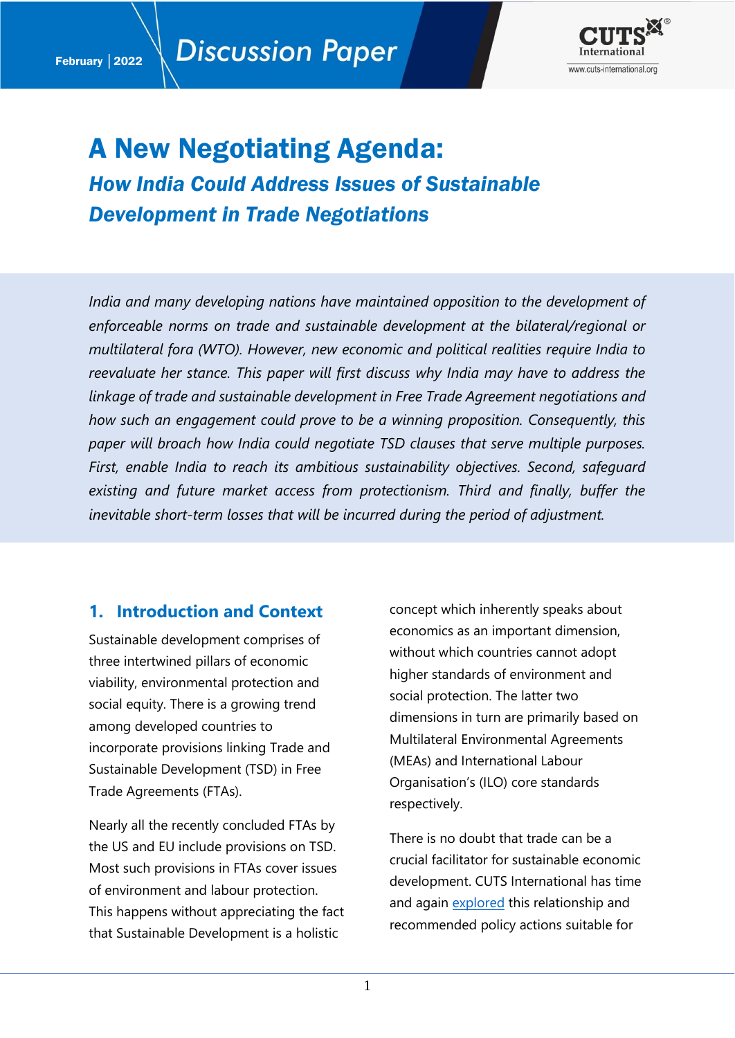February | 2022

Discussion Paper

# A New Negotiating Agenda:

## *How India Could Address Issues of Sustainable Development in Trade Negotiations*

*India and many developing nations have maintained opposition to the development of enforceable norms on trade and sustainable development at the bilateral/regional or multilateral fora (WTO). However, new economic and political realities require India to reevaluate her stance. This paper will first discuss why India may have to address the linkage of trade and sustainable development in Free Trade Agreement negotiations and how such an engagement could prove to be a winning proposition. Consequently, this paper will broach how India could negotiate TSD clauses that serve multiple purposes. First, enable India to reach its ambitious sustainability objectives. Second, safeguard existing and future market access from protectionism. Third and finally, buffer the inevitable short-term losses that will be incurred during the period of adjustment.*

## 1. Introduction and Context

Sustainable development comprises of three intertwined pillars of economic viability, environmental protection and social equity. There is a growing trend among developed countries to incorporate provisions linking Trade and Sustainable Development (TSD) in Free Trade Agreements (FTAs).

Nearly all the recently concluded FTAs by the US and EU include provisions on TSD. Most such provisions in FTAs cover issues of environment and labour protection. This happens without appreciating the fact that Sustainable Development is a holistic concept which inherently speaks about economics as an important dimension, without which countries cannot adopt higher standards of environment and social protection. The latter two dimensions in turn are primarily based on Multilateral Environmental Agreements (MEAs) and International Labour Organisation's (ILO) core standards respectively.

There is no doubt that trade can be a crucial facilitator for sustainable economic development. CUTS International has time and again explored this relationship and recommended policy actions suitable for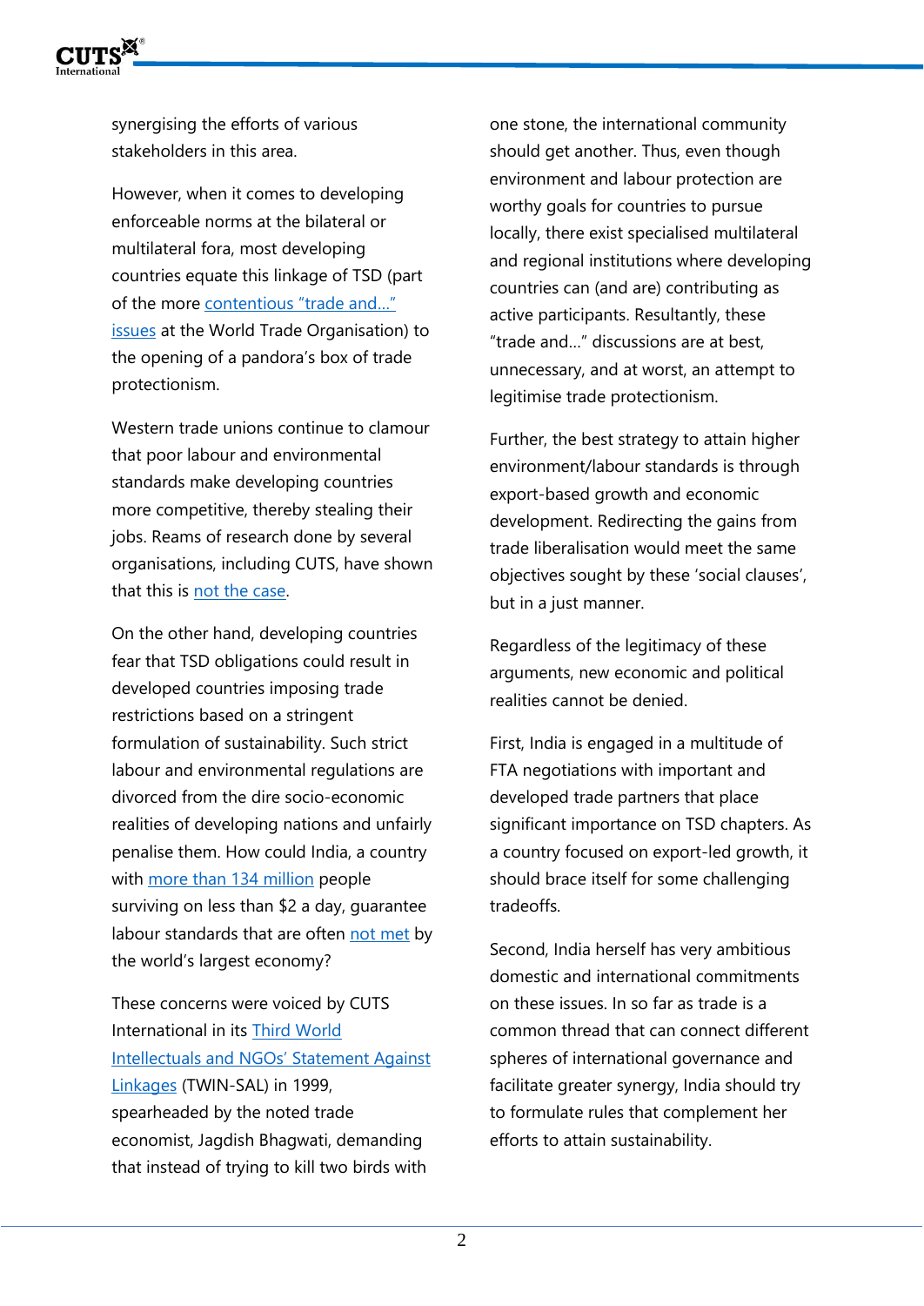synergising the efforts of various stakeholders in this area.

However, when it comes to developing enforceable norms at the bilateral or multilateral fora, most developing countries equate this linkage of TSD (part of the more contentious "trade and..." issues at the World Trade Organisation) to the opening of a pandora's box of trade protectionism.

Western trade unions continue to clamour that poor labour and environmental standards make developing countries more competitive, thereby stealing their jobs. Reams of research done by several organisations, including CUTS, have shown that this is not the case.

On the other hand, developing countries fear that TSD obligations could result in developed countries imposing trade restrictions based on a stringent formulation of sustainability. Such strict labour and environmental regulations are divorced from the dire socio-economic realities of developing nations and unfairly penalise them. How could India, a country with more than 134 million people surviving on less than $2 a day, guarantee labour standards that are often not met by the world's largest economy?

These concerns were voiced by CUTS International in its Third World Intellectuals and NGOs' Statement Against Linkages (TWIN-SAL) in 1999, spearheaded by the noted trade economist, Jagdish Bhagwati, demanding that instead of trying to kill two birds with one stone, the international community should get another. Thus, even though environment and labour protection are worthy goals for countries to pursue locally, there exist specialised multilateral and regional institutions where developing countries can (and are) contributing as active participants. Resultantly, these "trade and..." discussions are at best, unnecessary, and at worst, an attempt to legitimise trade protectionism.

Further, the best strategy to attain higher environment/labour standards is through export-based growth and economic development. Redirecting the gains from trade liberalisation would meet the same objectives sought by these 'social clauses', but in a just manner.

Regardless of the legitimacy of these arguments, new economic and political realities cannot be denied.

First, India is engaged in a multitude of FTA negotiations with important and developed trade partners that place significant importance on TSD chapters. As a country focused on export-led growth, it should brace itself for some challenging tradeoffs.

Second, India herself has very ambitious domestic and international commitments on these issues. In so far as trade is a common thread that can connect different spheres of international governance and facilitate greater synergy, India should try to formulate rules that complement her efforts to attain sustainability.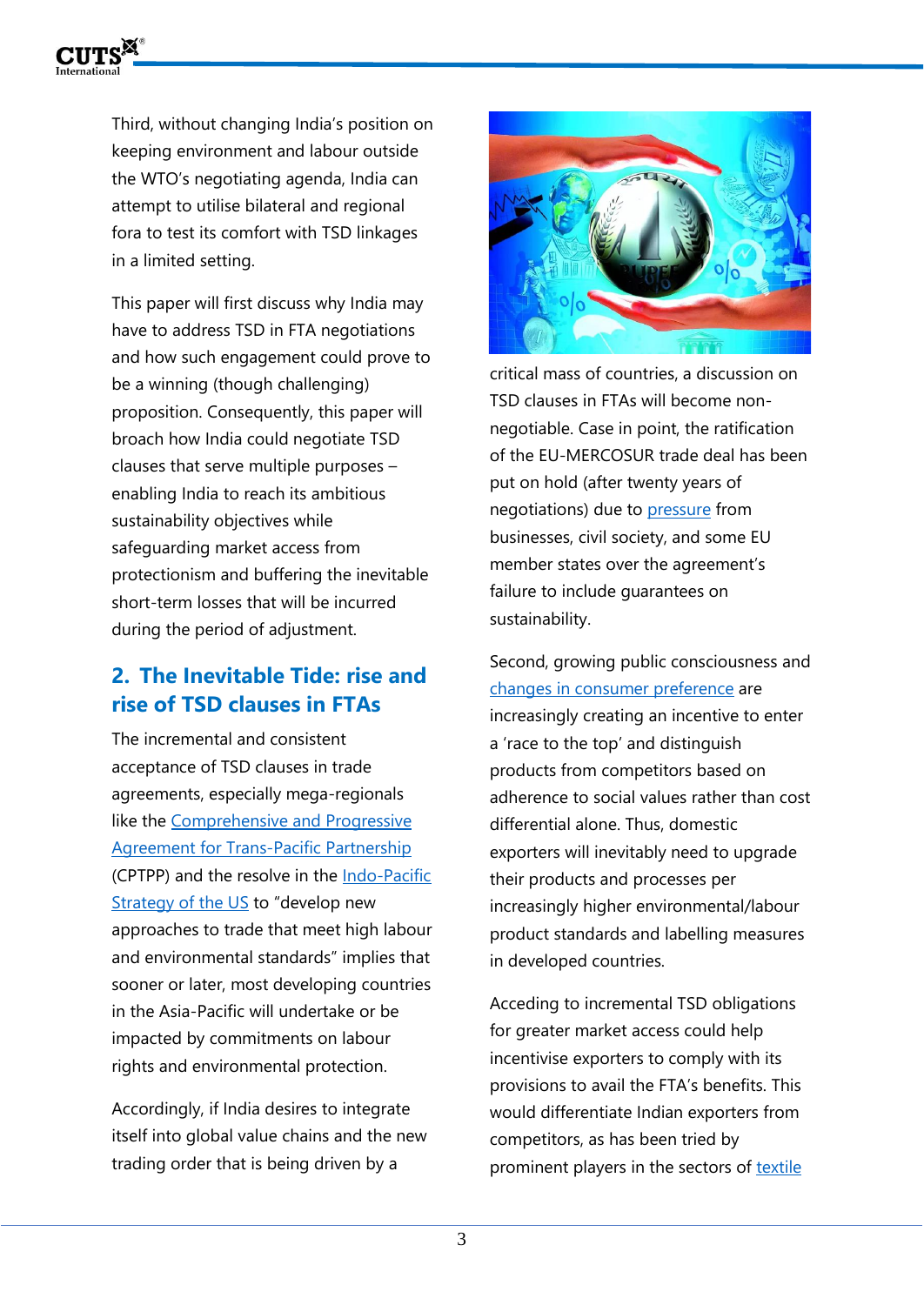Third, without changing India's position on keeping environment and labour outside the WTO's negotiating agenda, India can attempt to utilise bilateral and regional fora to test its comfort with TSD linkages in a limited setting.

This paper will first discuss why India may have to address TSD in FTA negotiations and how such engagement could prove to be a winning (though challenging) proposition. Consequently, this paper will broach how India could negotiate TSD clauses that serve multiple purposes – enabling India to reach its ambitious sustainability objectives while safeguarding market access from protectionism and buffering the inevitable short-term losses that will be incurred during the period of adjustment.

## 2. The Inevitable Tide: rise and rise of TSD clauses in FTAs

The incremental and consistent acceptance of TSD clauses in trade agreements, especially mega-regionals like the Comprehensive and Progressive Agreement for Trans-Pacific Partnership (CPTPP) and the resolve in the Indo-Pacific Strategy of the US to "develop new approaches to trade that meet high labour and environmental standards" implies that sooner or later, most developing countries in the Asia-Pacific will undertake or be impacted by commitments on labour rights and environmental protection.

Accordingly, if India desires to integrate itself into global value chains and the new trading order that is being driven by a critical mass of countries, a discussion on TSD clauses in FTAs will become non-negotiable. Case in point, the ratification of the EU-MERCOSUR trade deal has been put on hold (after twenty years of negotiations) due to pressure from businesses, civil society, and some EU member states over the agreement's failure to include guarantees on sustainability.

Second, growing public consciousness and changes in consumer preference are increasingly creating an incentive to enter a 'race to the top' and distinguish products from competitors based on adherence to social values rather than cost differential alone. Thus, domestic exporters will inevitably need to upgrade their products and processes per increasingly higher environmental/labour product standards and labelling measures in developed countries.

Acceding to incremental TSD obligations for greater market access could help incentivise exporters to comply with its provisions to avail the FTA's benefits. This would differentiate Indian exporters from competitors, as has been tried by prominent players in the sectors of textile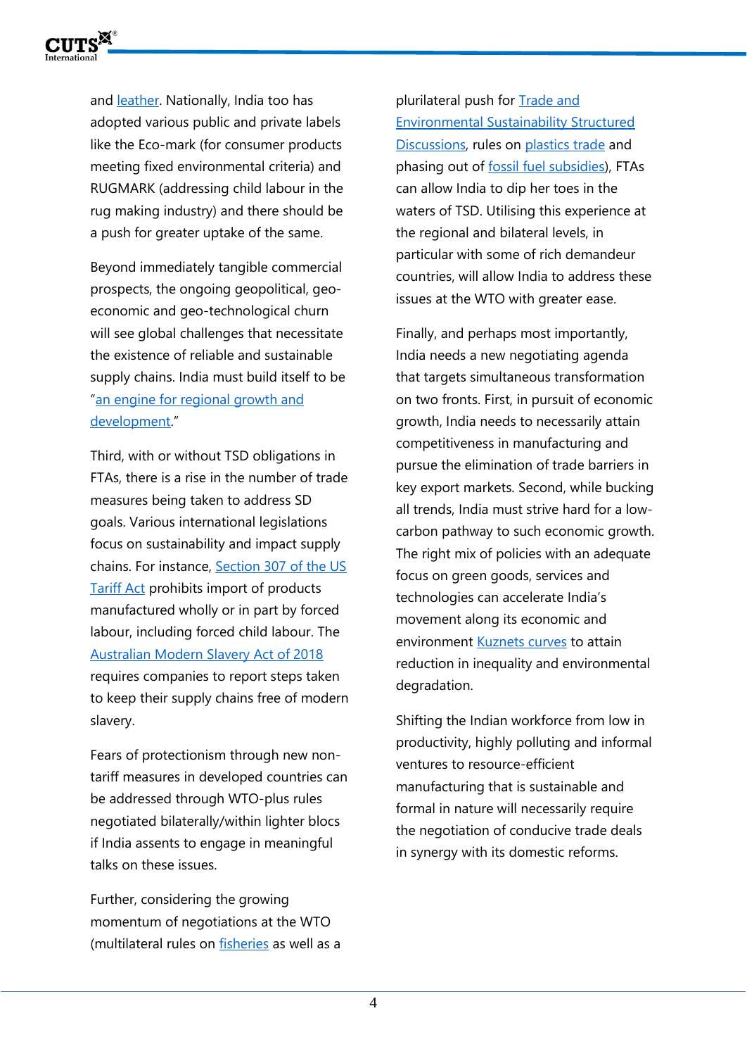and leather. Nationally, India too has adopted various public and private labels like the Eco-mark (for consumer products meeting fixed environmental criteria) and RUGMARK (addressing child labour in the rug making industry) and there should be a push for greater uptake of the same.

Beyond immediately tangible commercial prospects, the ongoing geopolitical, geo-economic and geo-technological churn will see global challenges that necessitate the existence of reliable and sustainable supply chains. India must build itself to be "an engine for regional growth and development."

Third, with or without TSD obligations in FTAs, there is a rise in the number of trade measures being taken to address SD goals. Various international legislations focus on sustainability and impact supply chains. For instance, Section 307 of the US Tariff Act prohibits import of products manufactured wholly or in part by forced labour, including forced child labour. The Australian Modern Slavery Act of 2018 requires companies to report steps taken to keep their supply chains free of modern slavery.

Fears of protectionism through new non-tariff measures in developed countries can be addressed through WTO-plus rules negotiated bilaterally/within lighter blocs if India assents to engage in meaningful talks on these issues.

Further, considering the growing momentum of negotiations at the WTO (multilateral rules on fisheries as well as a plurilateral push for Trade and Environmental Sustainability Structured Discussions, rules on plastics trade and phasing out of fossil fuel subsidies), FTAs can allow India to dip her toes in the waters of TSD. Utilising this experience at the regional and bilateral levels, in particular with some of rich demandeur countries, will allow India to address these issues at the WTO with greater ease.

Finally, and perhaps most importantly, India needs a new negotiating agenda that targets simultaneous transformation on two fronts. First, in pursuit of economic growth, India needs to necessarily attain competitiveness in manufacturing and pursue the elimination of trade barriers in key export markets. Second, while bucking all trends, India must strive hard for a low-carbon pathway to such economic growth. The right mix of policies with an adequate focus on green goods, services and technologies can accelerate India's movement along its economic and environment Kuznets curves to attain reduction in inequality and environmental degradation.

Shifting the Indian workforce from low in productivity, highly polluting and informal ventures to resource-efficient manufacturing that is sustainable and formal in nature will necessarily require the negotiation of conducive trade deals in synergy with its domestic reforms.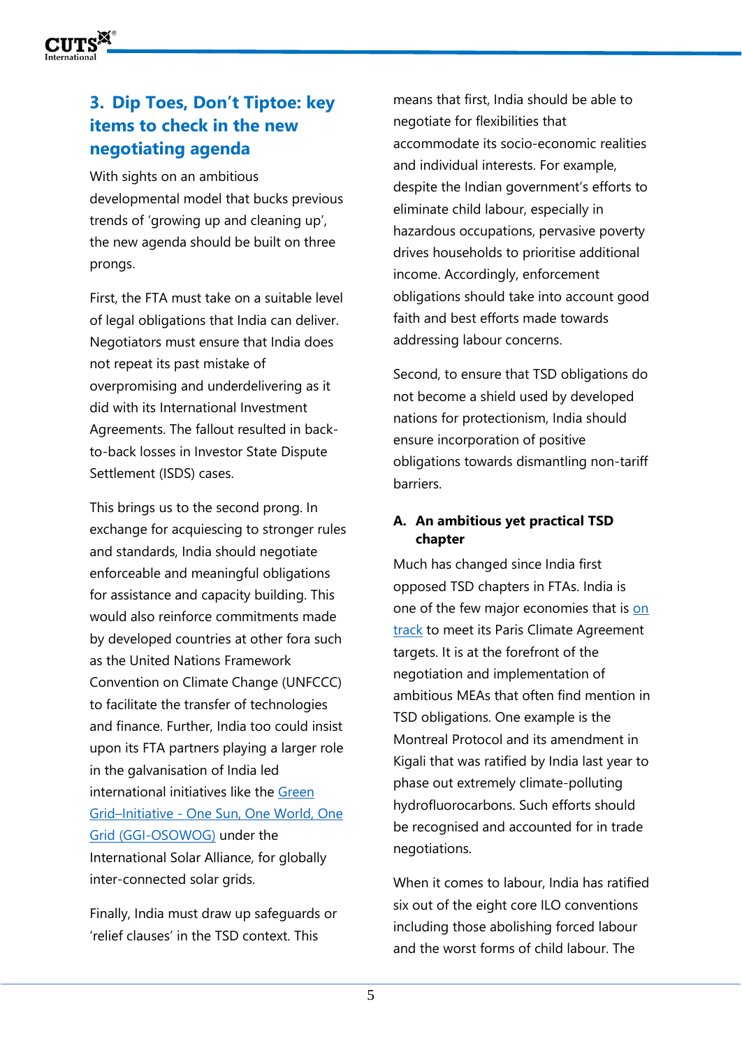## 3. Dip Toes, Don't Tiptoe: key items to check in the new negotiating agenda

With sights on an ambitious developmental model that bucks previous trends of 'growing up and cleaning up', the new agenda should be built on three prongs.

First, the FTA must take on a suitable level of legal obligations that India can deliver. Negotiators must ensure that India does not repeat its past mistake of overpromising and underdelivering as it did with its International Investment Agreements. The fallout resulted in back-to-back losses in Investor State Dispute Settlement (ISDS) cases.

This brings us to the second prong. In exchange for acquiescing to stronger rules and standards, India should negotiate enforceable and meaningful obligations for assistance and capacity building. This would also reinforce commitments made by developed countries at other fora such as the United Nations Framework Convention on Climate Change (UNFCCC) to facilitate the transfer of technologies and finance. Further, India too could insist upon its FTA partners playing a larger role in the galvanisation of India led international initiatives like the Green Grid–Initiative - One Sun, One World, One Grid (GGI-OSOWOG) under the International Solar Alliance, for globally inter-connected solar grids.

Finally, India must draw up safeguards or 'relief clauses' in the TSD context. This means that first, India should be able to negotiate for flexibilities that accommodate its socio-economic realities and individual interests. For example, despite the Indian government's efforts to eliminate child labour, especially in hazardous occupations, pervasive poverty drives households to prioritise additional income. Accordingly, enforcement obligations should take into account good faith and best efforts made towards addressing labour concerns.

Second, to ensure that TSD obligations do not become a shield used by developed nations for protectionism, India should ensure incorporation of positive obligations towards dismantling non-tariff barriers.

### A. An ambitious yet practical TSD chapter

Much has changed since India first opposed TSD chapters in FTAs. India is one of the few major economies that is on track to meet its Paris Climate Agreement targets. It is at the forefront of the negotiation and implementation of ambitious MEAs that often find mention in TSD obligations. One example is the Montreal Protocol and its amendment in Kigali that was ratified by India last year to phase out extremely climate-polluting hydrofluorocarbons. Such efforts should be recognised and accounted for in trade negotiations.

When it comes to labour, India has ratified six out of the eight core ILO conventions including those abolishing forced labour and the worst forms of child labour. The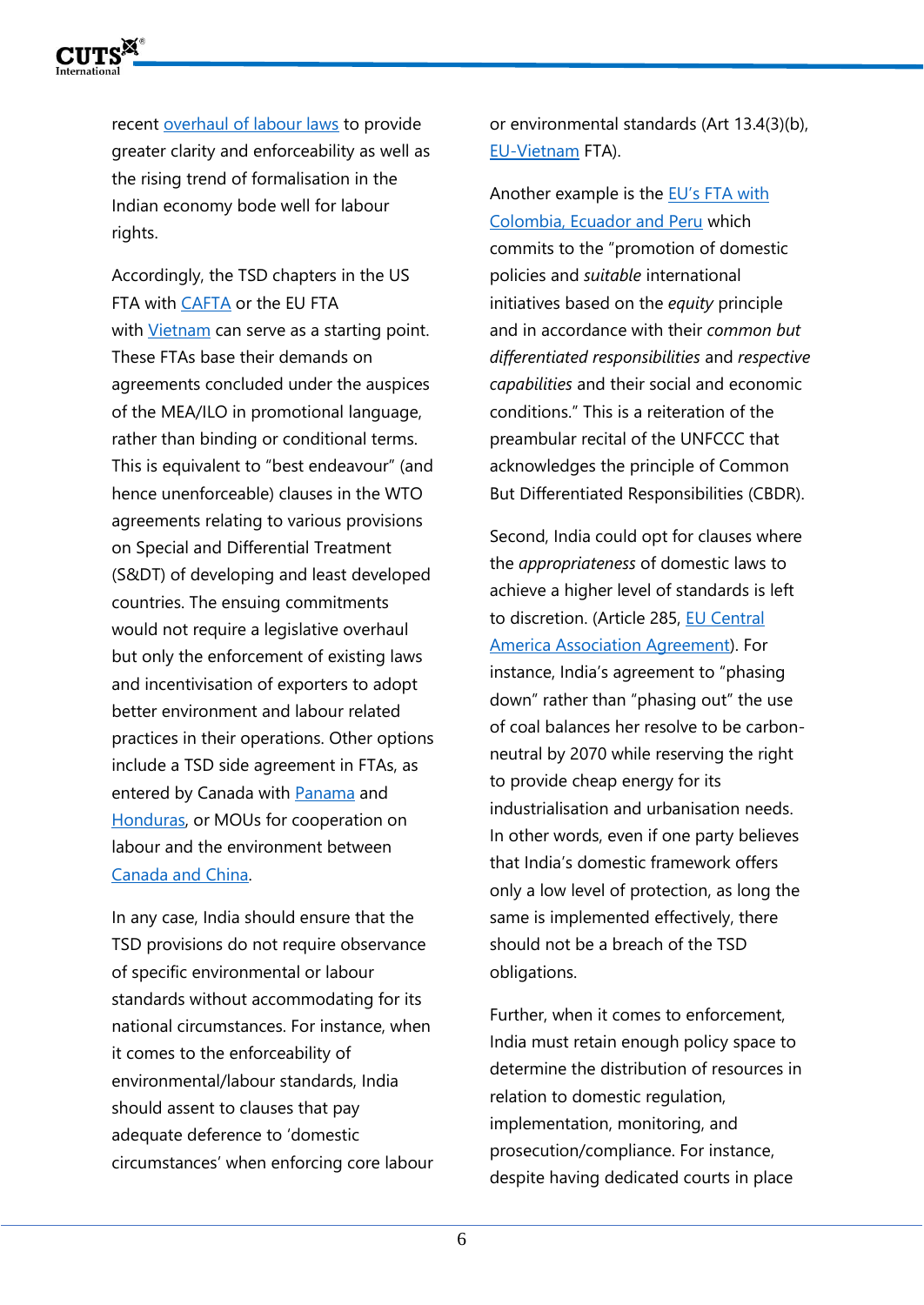recent overhaul of labour laws to provide greater clarity and enforceability as well as the rising trend of formalisation in the Indian economy bode well for labour rights.

Accordingly, the TSD chapters in the US FTA with CAFTA or the EU FTA with Vietnam can serve as a starting point. These FTAs base their demands on agreements concluded under the auspices of the MEA/ILO in promotional language, rather than binding or conditional terms. This is equivalent to "best endeavour" (and hence unenforceable) clauses in the WTO agreements relating to various provisions on Special and Differential Treatment (S&DT) of developing and least developed countries. The ensuing commitments would not require a legislative overhaul but only the enforcement of existing laws and incentivisation of exporters to adopt better environment and labour related practices in their operations. Other options include a TSD side agreement in FTAs, as entered by Canada with Panama and Honduras, or MOUs for cooperation on labour and the environment between Canada and China.

In any case, India should ensure that the TSD provisions do not require observance of specific environmental or labour standards without accommodating for its national circumstances. For instance, when it comes to the enforceability of environmental/labour standards, India should assent to clauses that pay adequate deference to 'domestic circumstances' when enforcing core labour or environmental standards (Art 13.4(3)(b), EU-Vietnam FTA).

Another example is the EU's FTA with Colombia, Ecuador and Peru which commits to the "promotion of domestic policies and *suitable* international initiatives based on the *equity* principle and in accordance with their *common but differentiated responsibilities* and *respective capabilities* and their social and economic conditions." This is a reiteration of the preambular recital of the UNFCCC that acknowledges the principle of Common But Differentiated Responsibilities (CBDR).

Second, India could opt for clauses where the *appropriateness* of domestic laws to achieve a higher level of standards is left to discretion. (Article 285, EU Central America Association Agreement). For instance, India's agreement to "phasing down" rather than "phasing out" the use of coal balances her resolve to be carbon-neutral by 2070 while reserving the right to provide cheap energy for its industrialisation and urbanisation needs. In other words, even if one party believes that India's domestic framework offers only a low level of protection, as long the same is implemented effectively, there should not be a breach of the TSD obligations.

Further, when it comes to enforcement, India must retain enough policy space to determine the distribution of resources in relation to domestic regulation, implementation, monitoring, and prosecution/compliance. For instance, despite having dedicated courts in place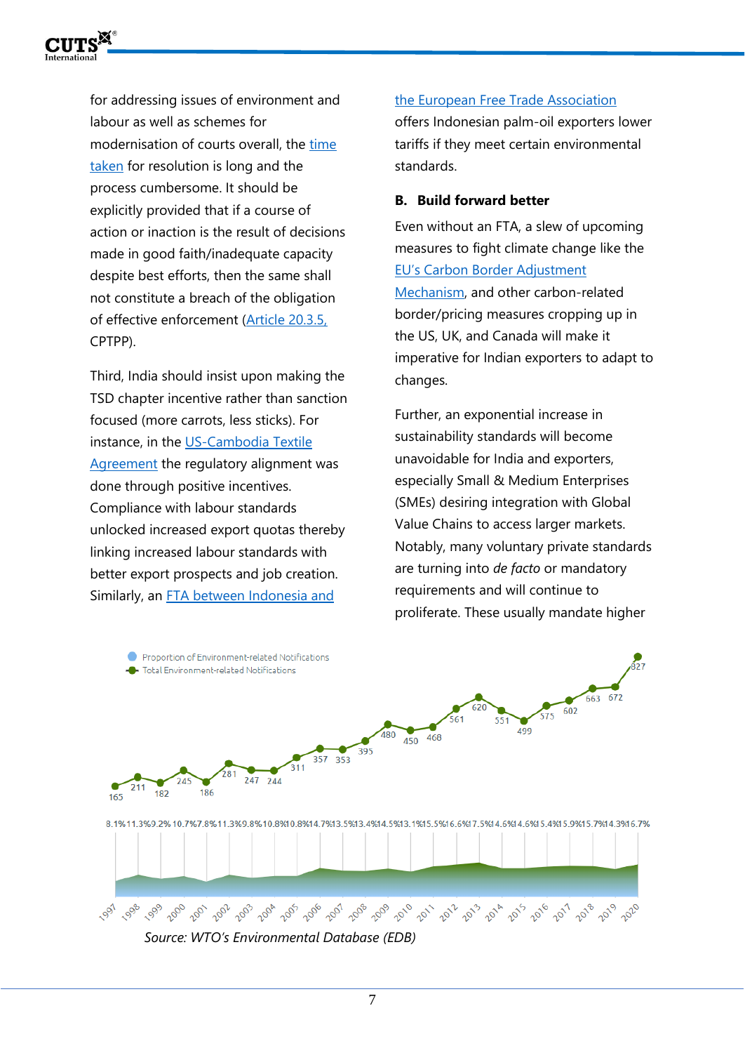for addressing issues of environment and labour as well as schemes for modernisation of courts overall, the [time taken] for resolution is long and the process cumbersome. It should be explicitly provided that if a course of action or inaction is the result of decisions made in good faith/inadequate capacity despite best efforts, then the same shall not constitute a breach of the obligation of effective enforcement ([Article 20.3.5], CPTPP).

Third, India should insist upon making the TSD chapter incentive rather than sanction focused (more carrots, less sticks). For instance, in the [US-Cambodia Textile Agreement] the regulatory alignment was done through positive incentives. Compliance with labour standards unlocked increased export quotas thereby linking increased labour standards with better export prospects and job creation. Similarly, an [FTA between Indonesia and the European Free Trade Association] offers Indonesian palm-oil exporters lower tariffs if they meet certain environmental standards.

### B. Build forward better

Even without an FTA, a slew of upcoming measures to fight climate change like the [EU's Carbon Border Adjustment Mechanism], and other carbon-related border/pricing measures cropping up in the US, UK, and Canada will make it imperative for Indian exporters to adapt to changes.

Further, an exponential increase in sustainability standards will become unavoidable for India and exporters, especially Small & Medium Enterprises (SMEs) desiring integration with Global Value Chains to access larger markets. Notably, many voluntary private standards are turning into *de facto* or mandatory requirements and will continue to proliferate. These usually mandate higher

| Year | Total Environment-related Notifications | Proportion of Environment-related Notifications |
|---|---|---|
| 1997 | 165 | 8.1% |
| 1998 | 211 | 11.3% |
| 1999 | 182 | 9.2% |
| 2000 | 245 | 10.7% |
| 2001 | 186 | 7.8% |
| 2002 | 281 | 11.3% |
| 2003 | 247 | 9.8% |
| 2004 | 244 | 10.8% |
| 2005 | 311 | 10.8% |
| 2006 | 357 | 14.7% |
| 2007 | 353 | 13.5% |
| 2008 | 395 | 13.4% |
| 2009 | 480 | 14.5% |
| 2010 | 450 | 13.1% |
| 2011 | 468 | 15.5% |
| 2012 | 561 | 16.6% |
| 2013 | 620 | 17.5% |
| 2014 | 551 | 14.6% |
| 2015 | 499 | 14.6% |
| 2016 | 575 | 15.4% |
| 2017 | 602 | 15.9% |
| 2018 | 663 | 15.7% |
| 2019 | 672 | 14.3% |
| 2020 | 827 | 16.7% |

*Source: WTO's Environmental Database (EDB)*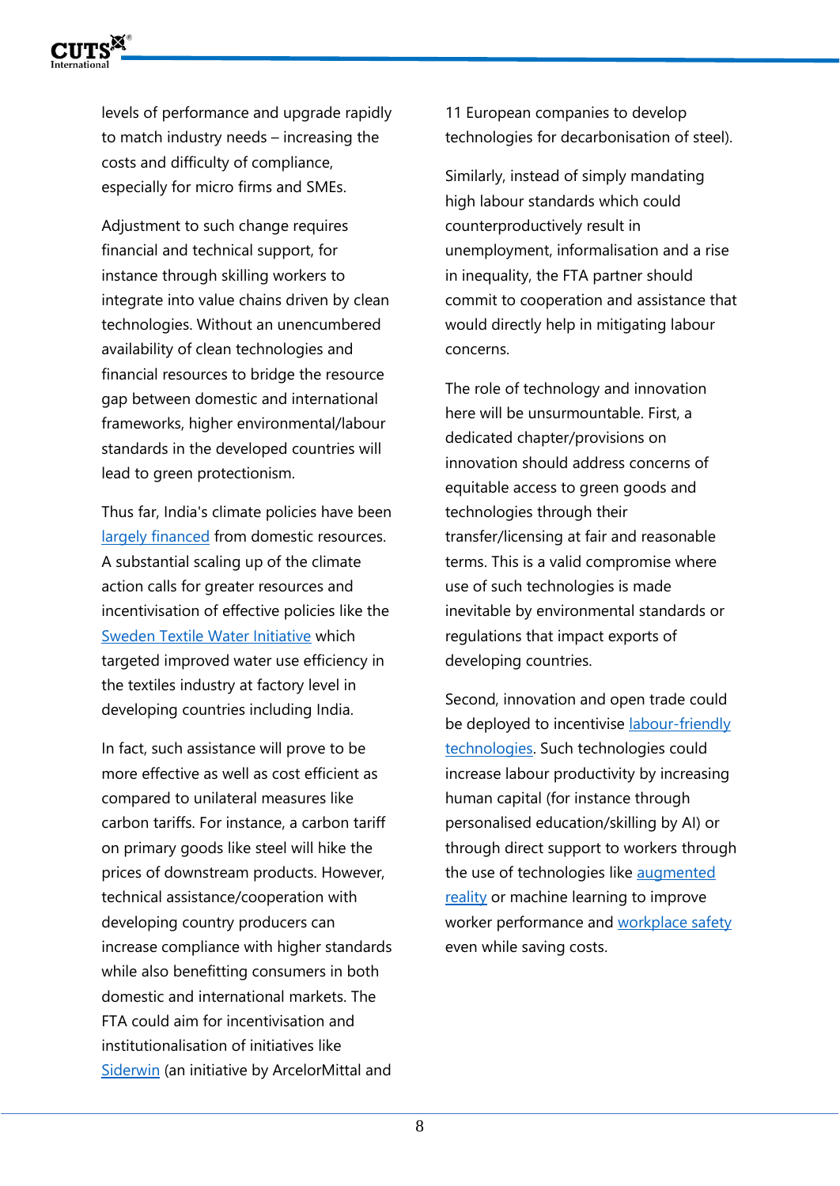levels of performance and upgrade rapidly to match industry needs – increasing the costs and difficulty of compliance, especially for micro firms and SMEs.

Adjustment to such change requires financial and technical support, for instance through skilling workers to integrate into value chains driven by clean technologies. Without an unencumbered availability of clean technologies and financial resources to bridge the resource gap between domestic and international frameworks, higher environmental/labour standards in the developed countries will lead to green protectionism.

Thus far, India's climate policies have been largely financed from domestic resources. A substantial scaling up of the climate action calls for greater resources and incentivisation of effective policies like the Sweden Textile Water Initiative which targeted improved water use efficiency in the textiles industry at factory level in developing countries including India.

In fact, such assistance will prove to be more effective as well as cost efficient as compared to unilateral measures like carbon tariffs. For instance, a carbon tariff on primary goods like steel will hike the prices of downstream products. However, technical assistance/cooperation with developing country producers can increase compliance with higher standards while also benefitting consumers in both domestic and international markets. The FTA could aim for incentivisation and institutionalisation of initiatives like Siderwin (an initiative by ArcelorMittal and 11 European companies to develop technologies for decarbonisation of steel).

Similarly, instead of simply mandating high labour standards which could counterproductively result in unemployment, informalisation and a rise in inequality, the FTA partner should commit to cooperation and assistance that would directly help in mitigating labour concerns.

The role of technology and innovation here will be unsurmountable. First, a dedicated chapter/provisions on innovation should address concerns of equitable access to green goods and technologies through their transfer/licensing at fair and reasonable terms. This is a valid compromise where use of such technologies is made inevitable by environmental standards or regulations that impact exports of developing countries.

Second, innovation and open trade could be deployed to incentivise labour-friendly technologies. Such technologies could increase labour productivity by increasing human capital (for instance through personalised education/skilling by AI) or through direct support to workers through the use of technologies like augmented reality or machine learning to improve worker performance and workplace safety even while saving costs.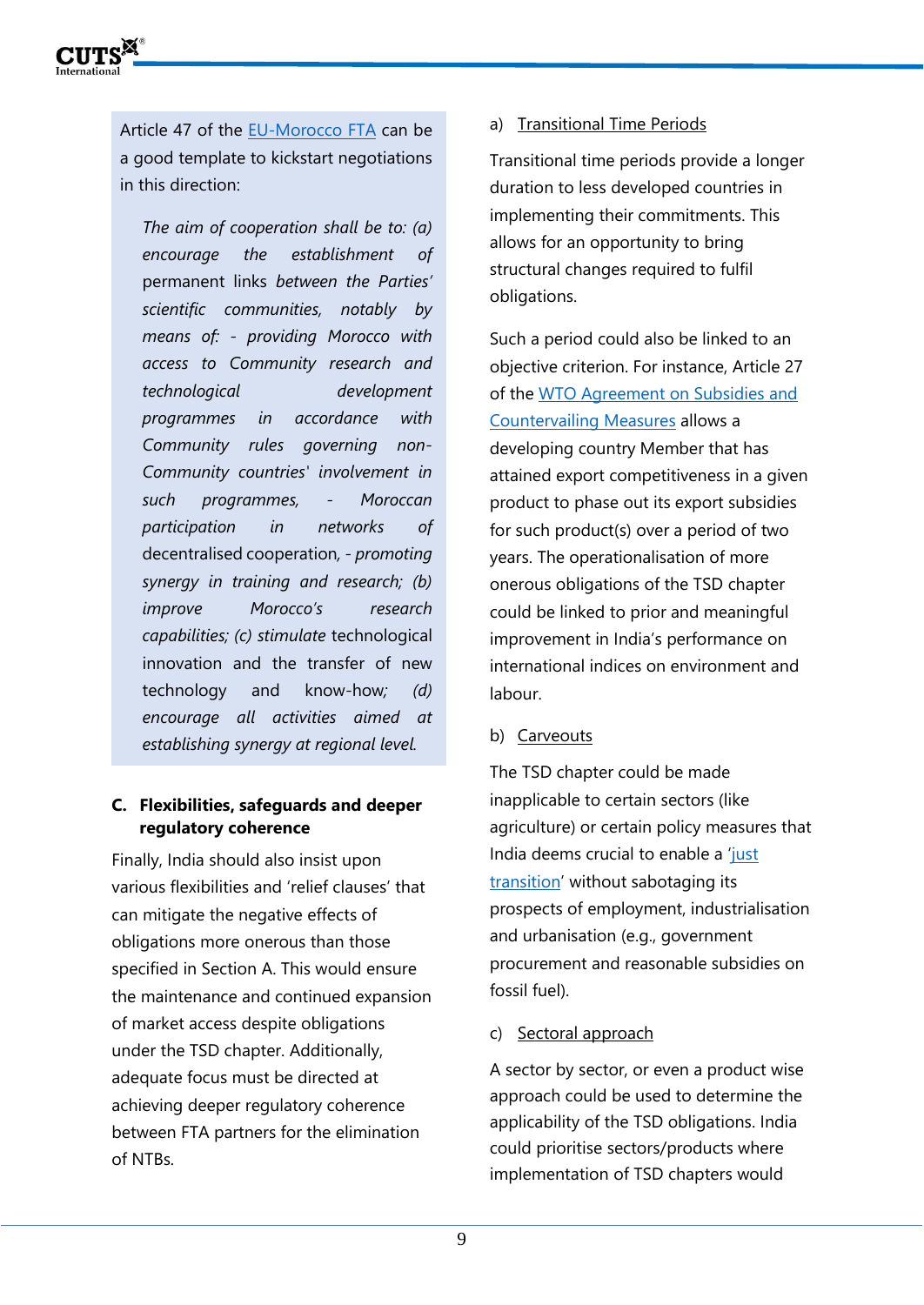Article 47 of the EU-Morocco FTA can be a good template to kickstart negotiations in this direction:

> *The aim of cooperation shall be to: (a) encourage the establishment of* permanent links *between the Parties' scientific communities, notably by means of: - providing Morocco with access to Community research and technological development programmes in accordance with Community rules governing non-Community countries' involvement in such programmes, - Moroccan participation in networks of* decentralised cooperation, *- promoting synergy in training and research; (b) improve Morocco's research capabilities; (c) stimulate* technological innovation and the transfer of new technology and know-how; *(d) encourage all activities aimed at establishing synergy at regional level.*

### C. Flexibilities, safeguards and deeper regulatory coherence

Finally, India should also insist upon various flexibilities and 'relief clauses' that can mitigate the negative effects of obligations more onerous than those specified in Section A. This would ensure the maintenance and continued expansion of market access despite obligations under the TSD chapter. Additionally, adequate focus must be directed at achieving deeper regulatory coherence between FTA partners for the elimination of NTBs.

a) Transitional Time Periods

Transitional time periods provide a longer duration to less developed countries in implementing their commitments. This allows for an opportunity to bring structural changes required to fulfil obligations.

Such a period could also be linked to an objective criterion. For instance, Article 27 of the WTO Agreement on Subsidies and Countervailing Measures allows a developing country Member that has attained export competitiveness in a given product to phase out its export subsidies for such product(s) over a period of two years. The operationalisation of more onerous obligations of the TSD chapter could be linked to prior and meaningful improvement in India's performance on international indices on environment and labour.

b) Carveouts

The TSD chapter could be made inapplicable to certain sectors (like agriculture) or certain policy measures that India deems crucial to enable a 'just transition' without sabotaging its prospects of employment, industrialisation and urbanisation (e.g., government procurement and reasonable subsidies on fossil fuel).

c) Sectoral approach

A sector by sector, or even a product wise approach could be used to determine the applicability of the TSD obligations. India could prioritise sectors/products where implementation of TSD chapters would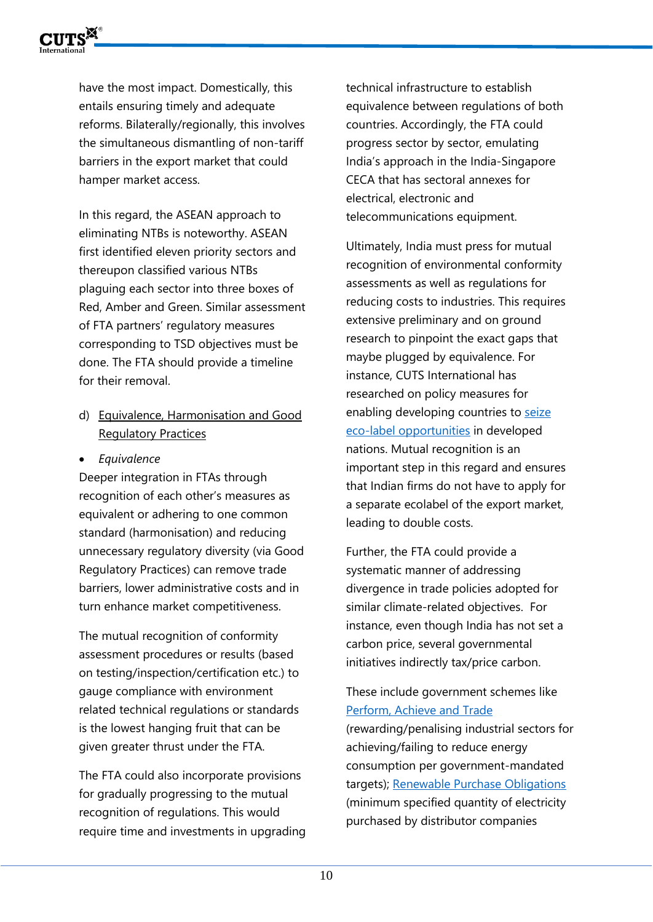have the most impact. Domestically, this entails ensuring timely and adequate reforms. Bilaterally/regionally, this involves the simultaneous dismantling of non-tariff barriers in the export market that could hamper market access.

In this regard, the ASEAN approach to eliminating NTBs is noteworthy. ASEAN first identified eleven priority sectors and thereupon classified various NTBs plaguing each sector into three boxes of Red, Amber and Green. Similar assessment of FTA partners' regulatory measures corresponding to TSD objectives must be done. The FTA should provide a timeline for their removal.

d) Equivalence, Harmonisation and Good Regulatory Practices

- *Equivalence*

Deeper integration in FTAs through recognition of each other's measures as equivalent or adhering to one common standard (harmonisation) and reducing unnecessary regulatory diversity (via Good Regulatory Practices) can remove trade barriers, lower administrative costs and in turn enhance market competitiveness.

The mutual recognition of conformity assessment procedures or results (based on testing/inspection/certification etc.) to gauge compliance with environment related technical regulations or standards is the lowest hanging fruit that can be given greater thrust under the FTA.

The FTA could also incorporate provisions for gradually progressing to the mutual recognition of regulations. This would require time and investments in upgrading technical infrastructure to establish equivalence between regulations of both countries. Accordingly, the FTA could progress sector by sector, emulating India's approach in the India-Singapore CECA that has sectoral annexes for electrical, electronic and telecommunications equipment.

Ultimately, India must press for mutual recognition of environmental conformity assessments as well as regulations for reducing costs to industries. This requires extensive preliminary and on ground research to pinpoint the exact gaps that maybe plugged by equivalence. For instance, CUTS International has researched on policy measures for enabling developing countries to seize eco-label opportunities in developed nations. Mutual recognition is an important step in this regard and ensures that Indian firms do not have to apply for a separate ecolabel of the export market, leading to double costs.

Further, the FTA could provide a systematic manner of addressing divergence in trade policies adopted for similar climate-related objectives. For instance, even though India has not set a carbon price, several governmental initiatives indirectly tax/price carbon.

These include government schemes like Perform, Achieve and Trade (rewarding/penalising industrial sectors for achieving/failing to reduce energy consumption per government-mandated targets); Renewable Purchase Obligations (minimum specified quantity of electricity purchased by distributor companies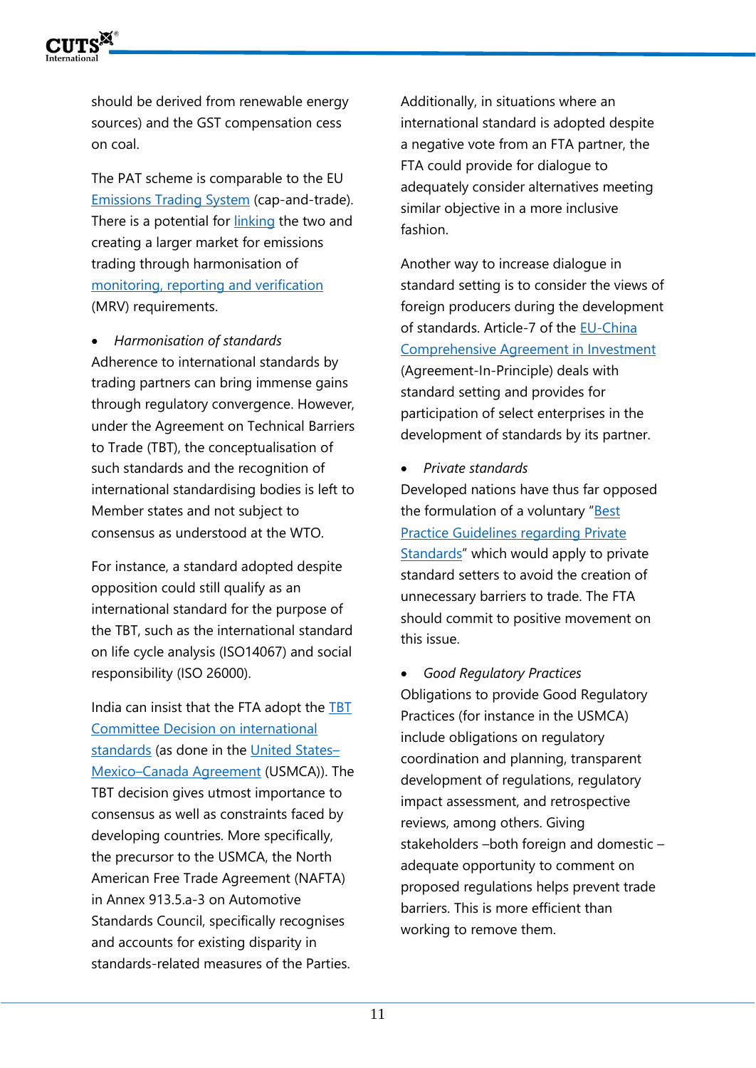should be derived from renewable energy sources) and the GST compensation cess on coal.

The PAT scheme is comparable to the EU Emissions Trading System (cap-and-trade). There is a potential for linking the two and creating a larger market for emissions trading through harmonisation of monitoring, reporting and verification (MRV) requirements.

- *Harmonisation of standards*

Adherence to international standards by trading partners can bring immense gains through regulatory convergence. However, under the Agreement on Technical Barriers to Trade (TBT), the conceptualisation of such standards and the recognition of international standardising bodies is left to Member states and not subject to consensus as understood at the WTO.

For instance, a standard adopted despite opposition could still qualify as an international standard for the purpose of the TBT, such as the international standard on life cycle analysis (ISO14067) and social responsibility (ISO 26000).

India can insist that the FTA adopt the TBT Committee Decision on international standards (as done in the United States–Mexico–Canada Agreement (USMCA)). The TBT decision gives utmost importance to consensus as well as constraints faced by developing countries. More specifically, the precursor to the USMCA, the North American Free Trade Agreement (NAFTA) in Annex 913.5.a-3 on Automotive Standards Council, specifically recognises and accounts for existing disparity in standards-related measures of the Parties.

Additionally, in situations where an international standard is adopted despite a negative vote from an FTA partner, the FTA could provide for dialogue to adequately consider alternatives meeting similar objective in a more inclusive fashion.

Another way to increase dialogue in standard setting is to consider the views of foreign producers during the development of standards. Article-7 of the EU-China Comprehensive Agreement in Investment (Agreement-In-Principle) deals with standard setting and provides for participation of select enterprises in the development of standards by its partner.

- *Private standards*

Developed nations have thus far opposed the formulation of a voluntary "Best Practice Guidelines regarding Private Standards" which would apply to private standard setters to avoid the creation of unnecessary barriers to trade. The FTA should commit to positive movement on this issue.

- *Good Regulatory Practices*

Obligations to provide Good Regulatory Practices (for instance in the USMCA) include obligations on regulatory coordination and planning, transparent development of regulations, regulatory impact assessment, and retrospective reviews, among others. Giving stakeholders –both foreign and domestic – adequate opportunity to comment on proposed regulations helps prevent trade barriers. This is more efficient than working to remove them.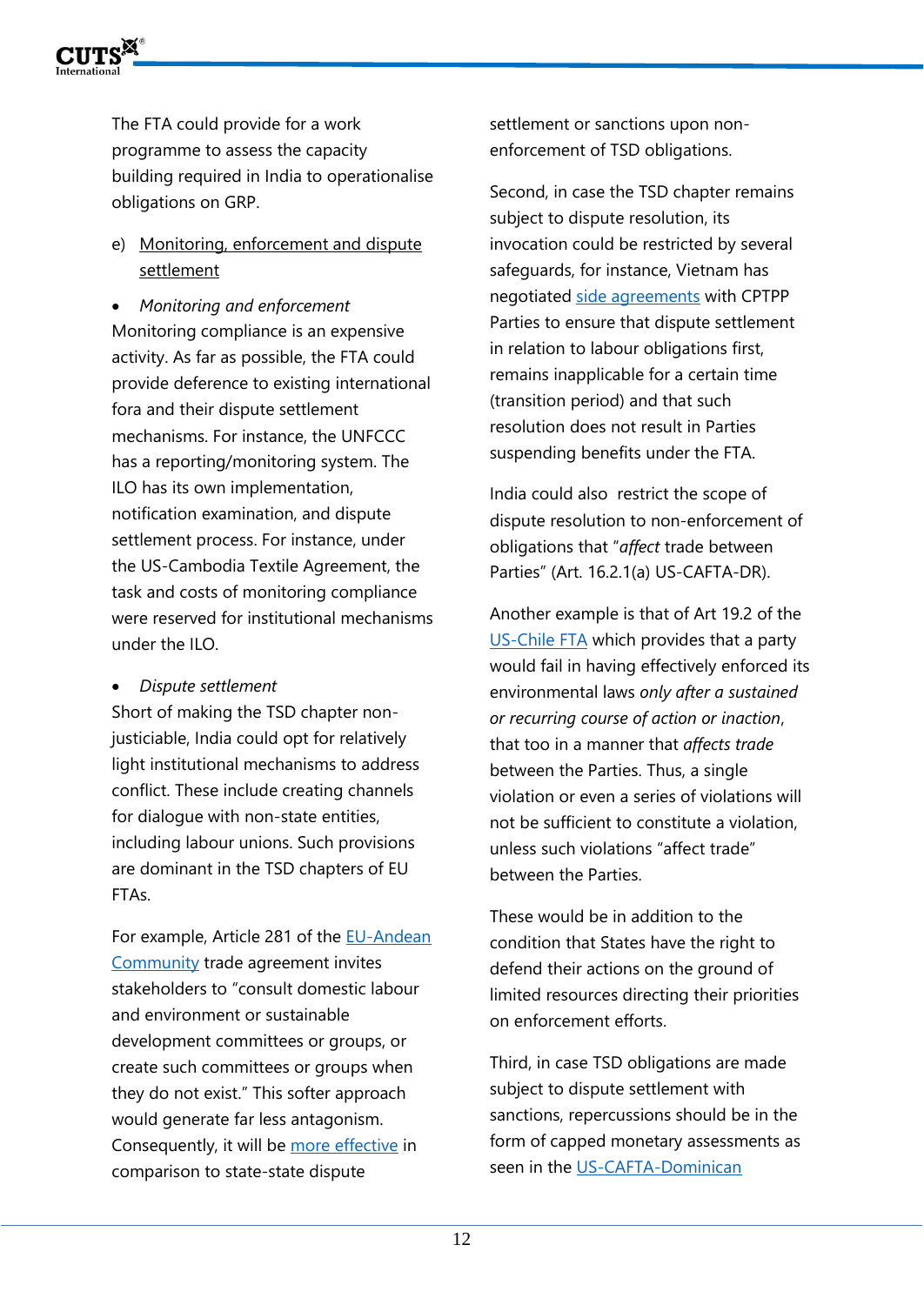The FTA could provide for a work programme to assess the capacity building required in India to operationalise obligations on GRP.

e) Monitoring, enforcement and dispute settlement

- *Monitoring and enforcement*

Monitoring compliance is an expensive activity. As far as possible, the FTA could provide deference to existing international fora and their dispute settlement mechanisms. For instance, the UNFCCC has a reporting/monitoring system. The ILO has its own implementation, notification examination, and dispute settlement process. For instance, under the US-Cambodia Textile Agreement, the task and costs of monitoring compliance were reserved for institutional mechanisms under the ILO.

- *Dispute settlement*

Short of making the TSD chapter non-justiciable, India could opt for relatively light institutional mechanisms to address conflict. These include creating channels for dialogue with non-state entities, including labour unions. Such provisions are dominant in the TSD chapters of EU FTAs.

For example, Article 281 of the EU-Andean Community trade agreement invites stakeholders to "consult domestic labour and environment or sustainable development committees or groups, or create such committees or groups when they do not exist." This softer approach would generate far less antagonism. Consequently, it will be more effective in comparison to state-state dispute settlement or sanctions upon non-enforcement of TSD obligations.

Second, in case the TSD chapter remains subject to dispute resolution, its invocation could be restricted by several safeguards, for instance, Vietnam has negotiated side agreements with CPTPP Parties to ensure that dispute settlement in relation to labour obligations first, remains inapplicable for a certain time (transition period) and that such resolution does not result in Parties suspending benefits under the FTA.

India could also restrict the scope of dispute resolution to non-enforcement of obligations that "*affect* trade between Parties" (Art. 16.2.1(a) US-CAFTA-DR).

Another example is that of Art 19.2 of the US-Chile FTA which provides that a party would fail in having effectively enforced its environmental laws *only after a sustained or recurring course of action or inaction*, that too in a manner that *affects trade* between the Parties. Thus, a single violation or even a series of violations will not be sufficient to constitute a violation, unless such violations "affect trade" between the Parties.

These would be in addition to the condition that States have the right to defend their actions on the ground of limited resources directing their priorities on enforcement efforts.

Third, in case TSD obligations are made subject to dispute settlement with sanctions, repercussions should be in the form of capped monetary assessments as seen in the US-CAFTA-Dominican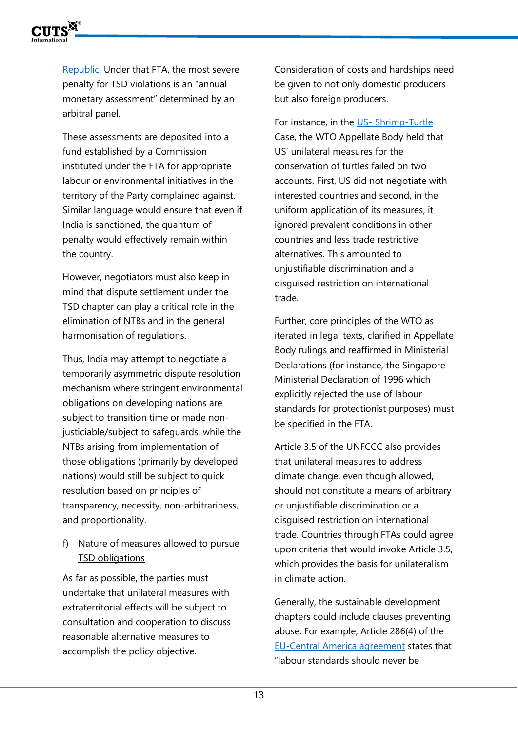Republic. Under that FTA, the most severe penalty for TSD violations is an "annual monetary assessment" determined by an arbitral panel.

These assessments are deposited into a fund established by a Commission instituted under the FTA for appropriate labour or environmental initiatives in the territory of the Party complained against. Similar language would ensure that even if India is sanctioned, the quantum of penalty would effectively remain within the country.

However, negotiators must also keep in mind that dispute settlement under the TSD chapter can play a critical role in the elimination of NTBs and in the general harmonisation of regulations.

Thus, India may attempt to negotiate a temporarily asymmetric dispute resolution mechanism where stringent environmental obligations on developing nations are subject to transition time or made non-justiciable/subject to safeguards, while the NTBs arising from implementation of those obligations (primarily by developed nations) would still be subject to quick resolution based on principles of transparency, necessity, non-arbitrariness, and proportionality.

f) Nature of measures allowed to pursue TSD obligations

As far as possible, the parties must undertake that unilateral measures with extraterritorial effects will be subject to consultation and cooperation to discuss reasonable alternative measures to accomplish the policy objective.

Consideration of costs and hardships need be given to not only domestic producers but also foreign producers.

For instance, in the US- Shrimp-Turtle Case, the WTO Appellate Body held that US' unilateral measures for the conservation of turtles failed on two accounts. First, US did not negotiate with interested countries and second, in the uniform application of its measures, it ignored prevalent conditions in other countries and less trade restrictive alternatives. This amounted to unjustifiable discrimination and a disguised restriction on international trade.

Further, core principles of the WTO as iterated in legal texts, clarified in Appellate Body rulings and reaffirmed in Ministerial Declarations (for instance, the Singapore Ministerial Declaration of 1996 which explicitly rejected the use of labour standards for protectionist purposes) must be specified in the FTA.

Article 3.5 of the UNFCCC also provides that unilateral measures to address climate change, even though allowed, should not constitute a means of arbitrary or unjustifiable discrimination or a disguised restriction on international trade. Countries through FTAs could agree upon criteria that would invoke Article 3.5, which provides the basis for unilateralism in climate action.

Generally, the sustainable development chapters could include clauses preventing abuse. For example, Article 286(4) of the EU-Central America agreement states that "labour standards should never be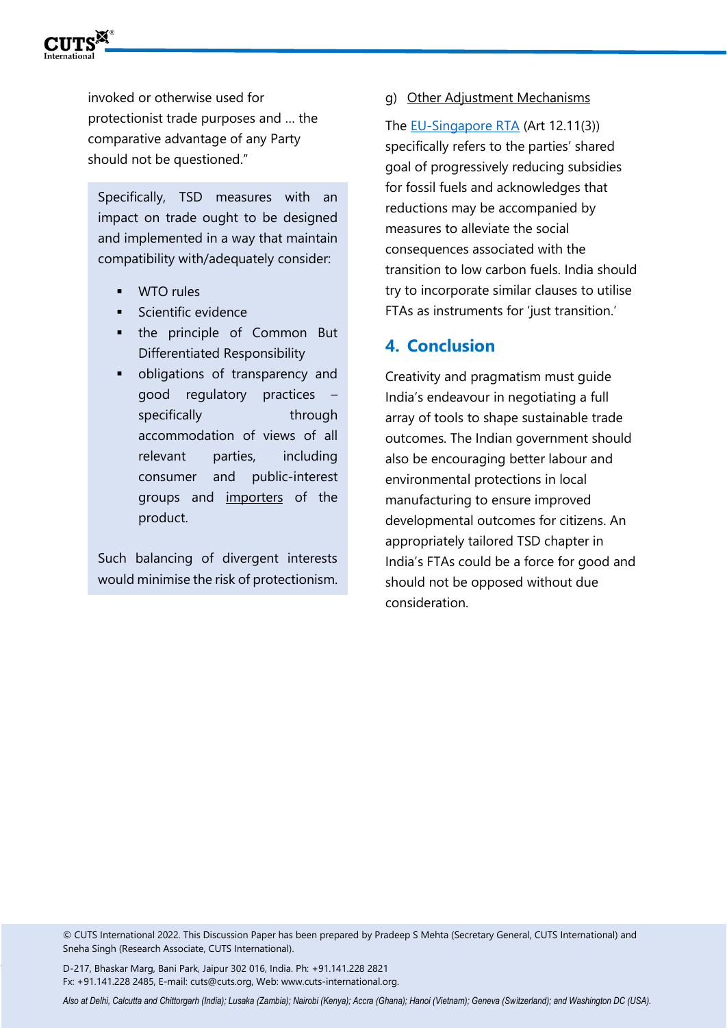invoked or otherwise used for protectionist trade purposes and … the comparative advantage of any Party should not be questioned."

Specifically, TSD measures with an impact on trade ought to be designed and implemented in a way that maintain compatibility with/adequately consider:

- WTO rules
- Scientific evidence
- the principle of Common But Differentiated Responsibility
- obligations of transparency and good regulatory practices – specifically through accommodation of views of all relevant parties, including consumer and public-interest groups and importers of the product.

Such balancing of divergent interests would minimise the risk of protectionism.

g) Other Adjustment Mechanisms

The EU-Singapore RTA (Art 12.11(3)) specifically refers to the parties' shared goal of progressively reducing subsidies for fossil fuels and acknowledges that reductions may be accompanied by measures to alleviate the social consequences associated with the transition to low carbon fuels. India should try to incorporate similar clauses to utilise FTAs as instruments for 'just transition.'

## 4. Conclusion

Creativity and pragmatism must guide India's endeavour in negotiating a full array of tools to shape sustainable trade outcomes. The Indian government should also be encouraging better labour and environmental protections in local manufacturing to ensure improved developmental outcomes for citizens. An appropriately tailored TSD chapter in India's FTAs could be a force for good and should not be opposed without due consideration.

© CUTS International 2022. This Discussion Paper has been prepared by Pradeep S Mehta (Secretary General, CUTS International) and Sneha Singh (Research Associate, CUTS International).

D-217, Bhaskar Marg, Bani Park, Jaipur 302 016, India. Ph: +91.141.228 2821
Fx: +91.141.228 2485, E-mail: cuts@cuts.org, Web: www.cuts-international.org.

*Also at Delhi, Calcutta and Chittorgarh (India); Lusaka (Zambia); Nairobi (Kenya); Accra (Ghana); Hanoi (Vietnam); Geneva (Switzerland); and Washington DC (USA).*